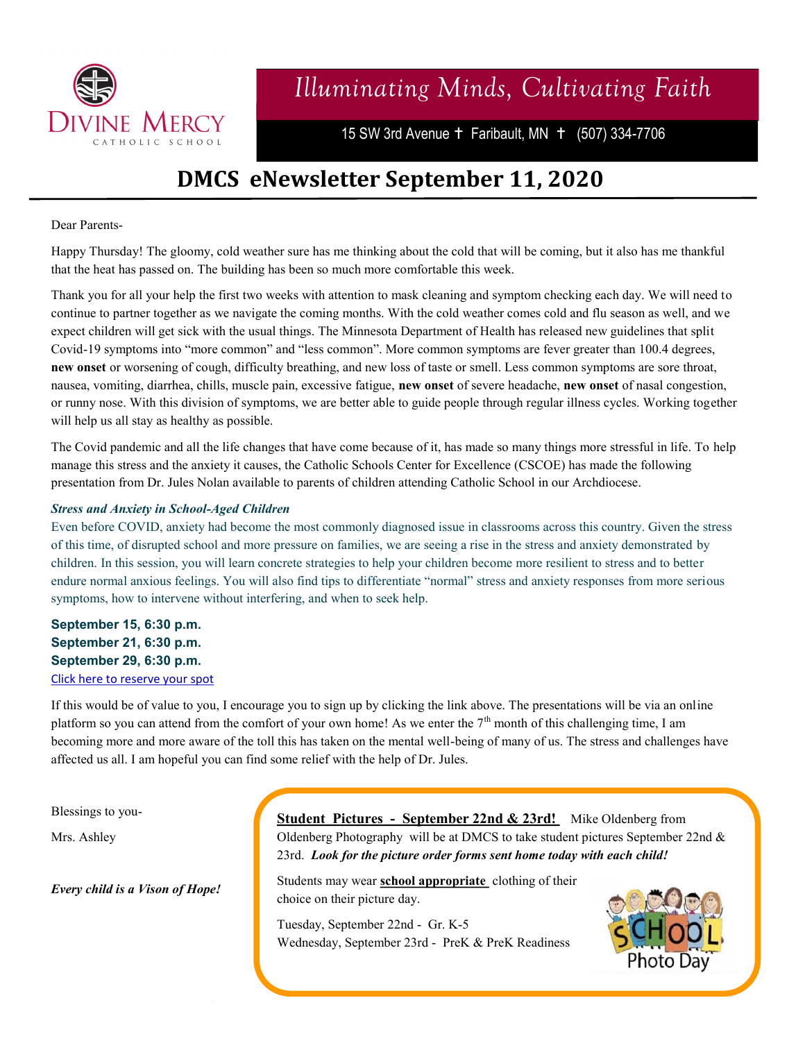DIVINE MERCY
CATHOLIC SCHOOL

*Illuminating Minds, Cultivating Faith*

15 SW 3rd Avenue ✝ Faribault, MN ✝ (507) 334-7706

# DMCS eNewsletter September 11, 2020

Dear Parents-

Happy Thursday! The gloomy, cold weather sure has me thinking about the cold that will be coming, but it also has me thankful that the heat has passed on. The building has been so much more comfortable this week.

Thank you for all your help the first two weeks with attention to mask cleaning and symptom checking each day. We will need to continue to partner together as we navigate the coming months. With the cold weather comes cold and flu season as well, and we expect children will get sick with the usual things. The Minnesota Department of Health has released new guidelines that split Covid-19 symptoms into "more common" and "less common". More common symptoms are fever greater than 100.4 degrees, **new onset** or worsening of cough, difficulty breathing, and new loss of taste or smell. Less common symptoms are sore throat, nausea, vomiting, diarrhea, chills, muscle pain, excessive fatigue, **new onset** of severe headache, **new onset** of nasal congestion, or runny nose. With this division of symptoms, we are better able to guide people through regular illness cycles. Working together will help us all stay as healthy as possible.

The Covid pandemic and all the life changes that have come because of it, has made so many things more stressful in life. To help manage this stress and the anxiety it causes, the Catholic Schools Center for Excellence (CSCOE) has made the following presentation from Dr. Jules Nolan available to parents of children attending Catholic School in our Archdiocese.

***Stress and Anxiety in School-Aged Children***

Even before COVID, anxiety had become the most commonly diagnosed issue in classrooms across this country. Given the stress of this time, of disrupted school and more pressure on families, we are seeing a rise in the stress and anxiety demonstrated by children. In this session, you will learn concrete strategies to help your children become more resilient to stress and to better endure normal anxious feelings. You will also find tips to differentiate "normal" stress and anxiety responses from more serious symptoms, how to intervene without interfering, and when to seek help.

**September 15, 6:30 p.m.**
**September 21, 6:30 p.m.**
**September 29, 6:30 p.m.**
Click here to reserve your spot

If this would be of value to you, I encourage you to sign up by clicking the link above. The presentations will be via an online platform so you can attend from the comfort of your own home! As we enter the 7th month of this challenging time, I am becoming more and more aware of the toll this has taken on the mental well-being of many of us. The stress and challenges have affected us all. I am hopeful you can find some relief with the help of Dr. Jules.

Blessings to you-

Mrs. Ashley

***Every child is a Vison of Hope!***

**Student Pictures - September 22nd & 23rd!** Mike Oldenberg from Oldenberg Photography will be at DMCS to take student pictures September 22nd & 23rd. ***Look for the picture order forms sent home today with each child!***

Students may wear **school appropriate** clothing of their choice on their picture day.

Tuesday, September 22nd - Gr. K-5
Wednesday, September 23rd - PreK & PreK Readiness

SCHOOL Photo Day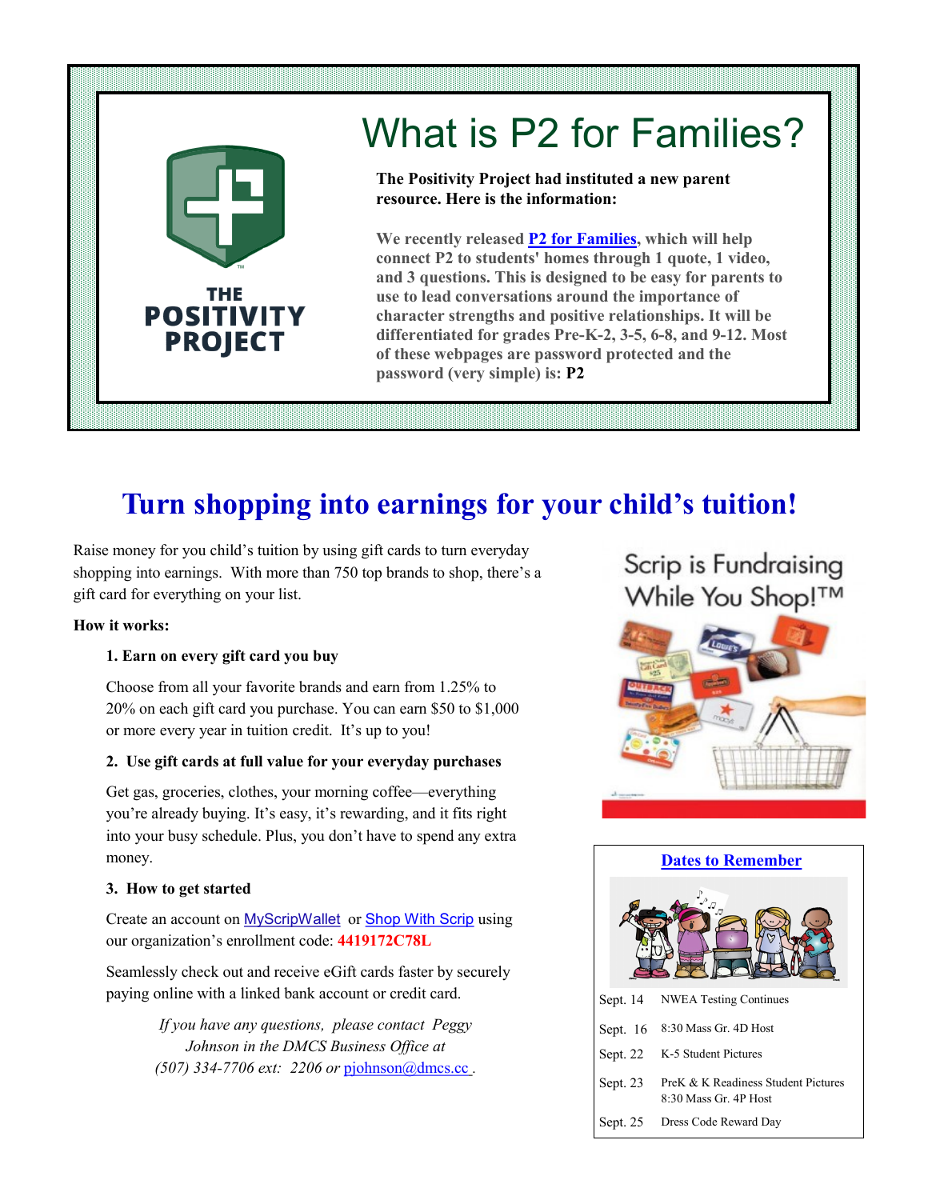# What is P2 for Families?

THE POSITIVITY PROJECT

**The Positivity Project had instituted a new parent resource. Here is the information:**

**We recently released P2 for Families, which will help connect P2 to students' homes through 1 quote, 1 video, and 3 questions. This is designed to be easy for parents to use to lead conversations around the importance of character strengths and positive relationships. It will be differentiated for grades Pre-K-2, 3-5, 6-8, and 9-12. Most of these webpages are password protected and the password (very simple) is: P2**

# Turn shopping into earnings for your child's tuition!

Raise money for you child's tuition by using gift cards to turn everyday shopping into earnings. With more than 750 top brands to shop, there's a gift card for everything on your list.

**How it works:**

**1. Earn on every gift card you buy**

Choose from all your favorite brands and earn from 1.25% to 20% on each gift card you purchase. You can earn $50 to $1,000 or more every year in tuition credit. It's up to you!

**2. Use gift cards at full value for your everyday purchases**

Get gas, groceries, clothes, your morning coffee—everything you're already buying. It's easy, it's rewarding, and it fits right into your busy schedule. Plus, you don't have to spend any extra money.

**3. How to get started**

Create an account on MyScripWallet or Shop With Scrip using our organization's enrollment code: **4419172C78L**

Seamlessly check out and receive eGift cards faster by securely paying online with a linked bank account or credit card.

*If you have any questions, please contact Peggy Johnson in the DMCS Business Office at (507) 334-7706 ext: 2206 or* pjohnson@dmcs.cc .

Scrip is Fundraising While You Shop!™

## Dates to Remember

| | |
|---|---|
| Sept. 14 | NWEA Testing Continues |
| Sept. 16 | 8:30 Mass Gr. 4D Host |
| Sept. 22 | K-5 Student Pictures |
| Sept. 23 | PreK & K Readiness Student Pictures<br>8:30 Mass Gr. 4P Host |
| Sept. 25 | Dress Code Reward Day |